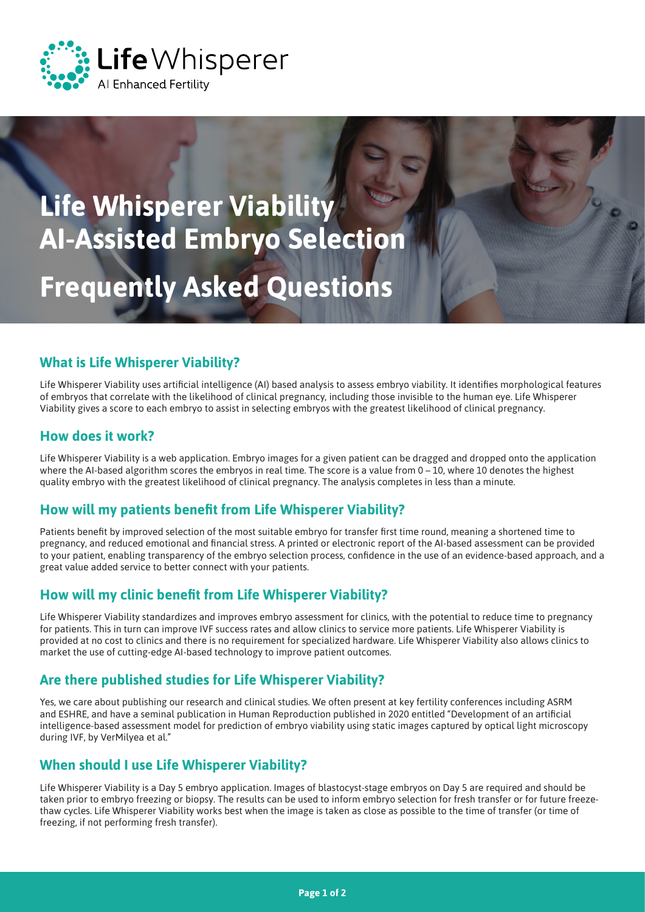Life Whisperer
AI Enhanced Fertility

# Life Whisperer Viability AI-Assisted Embryo Selection

# Frequently Asked Questions

## What is Life Whisperer Viability?

Life Whisperer Viability uses artificial intelligence (AI) based analysis to assess embryo viability. It identifies morphological features of embryos that correlate with the likelihood of clinical pregnancy, including those invisible to the human eye. Life Whisperer Viability gives a score to each embryo to assist in selecting embryos with the greatest likelihood of clinical pregnancy.

## How does it work?

Life Whisperer Viability is a web application. Embryo images for a given patient can be dragged and dropped onto the application where the AI-based algorithm scores the embryos in real time. The score is a value from 0 – 10, where 10 denotes the highest quality embryo with the greatest likelihood of clinical pregnancy. The analysis completes in less than a minute.

## How will my patients benefit from Life Whisperer Viability?

Patients benefit by improved selection of the most suitable embryo for transfer first time round, meaning a shortened time to pregnancy, and reduced emotional and financial stress. A printed or electronic report of the AI-based assessment can be provided to your patient, enabling transparency of the embryo selection process, confidence in the use of an evidence-based approach, and a great value added service to better connect with your patients.

## How will my clinic benefit from Life Whisperer Viability?

Life Whisperer Viability standardizes and improves embryo assessment for clinics, with the potential to reduce time to pregnancy for patients. This in turn can improve IVF success rates and allow clinics to service more patients. Life Whisperer Viability is provided at no cost to clinics and there is no requirement for specialized hardware. Life Whisperer Viability also allows clinics to market the use of cutting-edge AI-based technology to improve patient outcomes.

## Are there published studies for Life Whisperer Viability?

Yes, we care about publishing our research and clinical studies. We often present at key fertility conferences including ASRM and ESHRE, and have a seminal publication in Human Reproduction published in 2020 entitled "Development of an artificial intelligence-based assessment model for prediction of embryo viability using static images captured by optical light microscopy during IVF, by VerMilyea et al."

## When should I use Life Whisperer Viability?

Life Whisperer Viability is a Day 5 embryo application. Images of blastocyst-stage embryos on Day 5 are required and should be taken prior to embryo freezing or biopsy. The results can be used to inform embryo selection for fresh transfer or for future freeze-thaw cycles. Life Whisperer Viability works best when the image is taken as close as possible to the time of transfer (or time of freezing, if not performing fresh transfer).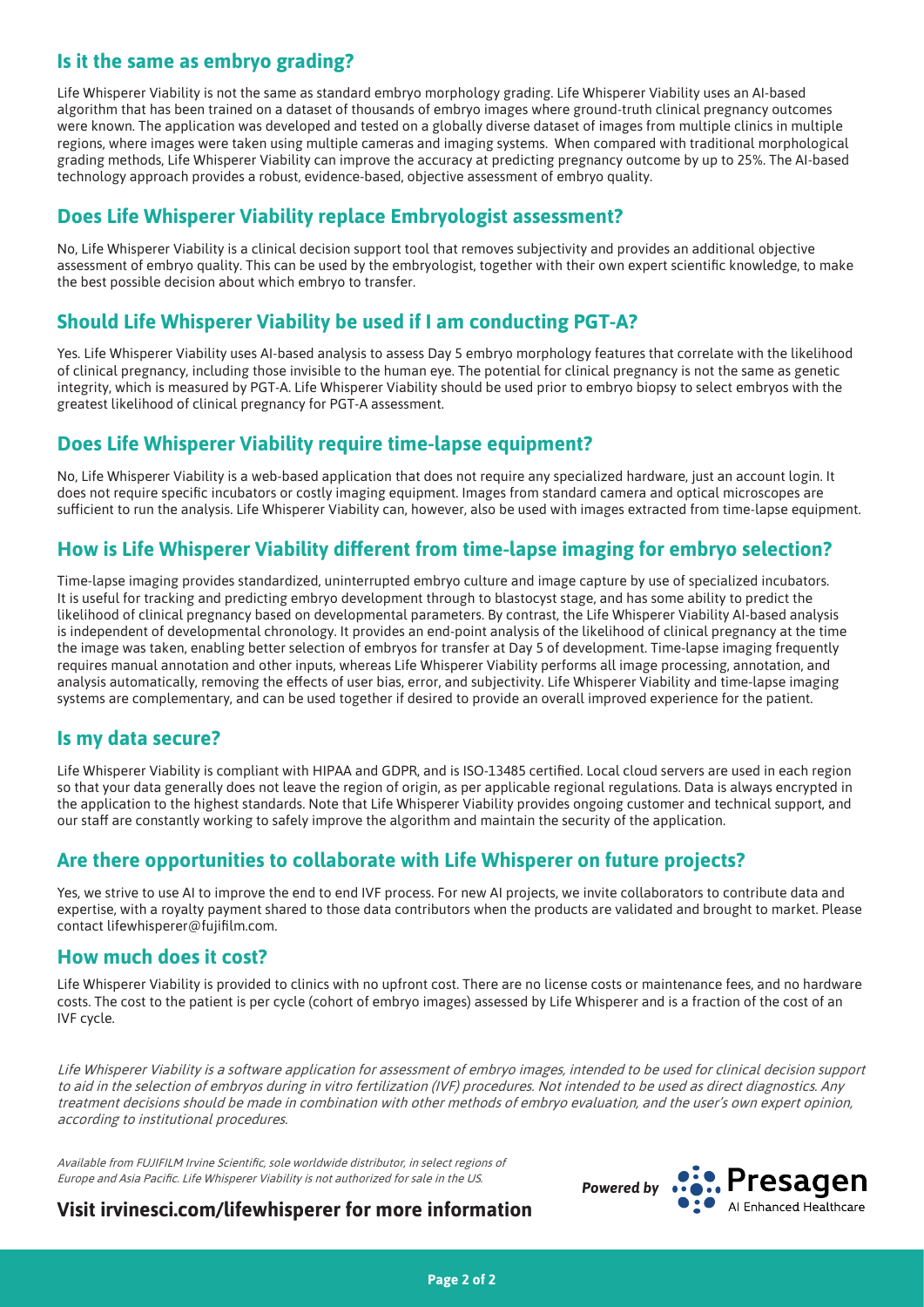## Is it the same as embryo grading?

Life Whisperer Viability is not the same as standard embryo morphology grading. Life Whisperer Viability uses an AI-based algorithm that has been trained on a dataset of thousands of embryo images where ground-truth clinical pregnancy outcomes were known. The application was developed and tested on a globally diverse dataset of images from multiple clinics in multiple regions, where images were taken using multiple cameras and imaging systems. When compared with traditional morphological grading methods, Life Whisperer Viability can improve the accuracy at predicting pregnancy outcome by up to 25%. The AI-based technology approach provides a robust, evidence-based, objective assessment of embryo quality.

## Does Life Whisperer Viability replace Embryologist assessment?

No, Life Whisperer Viability is a clinical decision support tool that removes subjectivity and provides an additional objective assessment of embryo quality. This can be used by the embryologist, together with their own expert scientific knowledge, to make the best possible decision about which embryo to transfer.

## Should Life Whisperer Viability be used if I am conducting PGT-A?

Yes. Life Whisperer Viability uses AI-based analysis to assess Day 5 embryo morphology features that correlate with the likelihood of clinical pregnancy, including those invisible to the human eye. The potential for clinical pregnancy is not the same as genetic integrity, which is measured by PGT-A. Life Whisperer Viability should be used prior to embryo biopsy to select embryos with the greatest likelihood of clinical pregnancy for PGT-A assessment.

## Does Life Whisperer Viability require time-lapse equipment?

No, Life Whisperer Viability is a web-based application that does not require any specialized hardware, just an account login. It does not require specific incubators or costly imaging equipment. Images from standard camera and optical microscopes are sufficient to run the analysis. Life Whisperer Viability can, however, also be used with images extracted from time-lapse equipment.

## How is Life Whisperer Viability different from time-lapse imaging for embryo selection?

Time-lapse imaging provides standardized, uninterrupted embryo culture and image capture by use of specialized incubators. It is useful for tracking and predicting embryo development through to blastocyst stage, and has some ability to predict the likelihood of clinical pregnancy based on developmental parameters. By contrast, the Life Whisperer Viability AI-based analysis is independent of developmental chronology. It provides an end-point analysis of the likelihood of clinical pregnancy at the time the image was taken, enabling better selection of embryos for transfer at Day 5 of development. Time-lapse imaging frequently requires manual annotation and other inputs, whereas Life Whisperer Viability performs all image processing, annotation, and analysis automatically, removing the effects of user bias, error, and subjectivity. Life Whisperer Viability and time-lapse imaging systems are complementary, and can be used together if desired to provide an overall improved experience for the patient.

## Is my data secure?

Life Whisperer Viability is compliant with HIPAA and GDPR, and is ISO-13485 certified. Local cloud servers are used in each region so that your data generally does not leave the region of origin, as per applicable regional regulations. Data is always encrypted in the application to the highest standards. Note that Life Whisperer Viability provides ongoing customer and technical support, and our staff are constantly working to safely improve the algorithm and maintain the security of the application.

## Are there opportunities to collaborate with Life Whisperer on future projects?

Yes, we strive to use AI to improve the end to end IVF process. For new AI projects, we invite collaborators to contribute data and expertise, with a royalty payment shared to those data contributors when the products are validated and brought to market. Please contact lifewhisperer@fujifilm.com.

## How much does it cost?

Life Whisperer Viability is provided to clinics with no upfront cost. There are no license costs or maintenance fees, and no hardware costs. The cost to the patient is per cycle (cohort of embryo images) assessed by Life Whisperer and is a fraction of the cost of an IVF cycle.

*Life Whisperer Viability is a software application for assessment of embryo images, intended to be used for clinical decision support to aid in the selection of embryos during in vitro fertilization (IVF) procedures. Not intended to be used as direct diagnostics. Any treatment decisions should be made in combination with other methods of embryo evaluation, and the user's own expert opinion, according to institutional procedures.*

*Available from FUJIFILM Irvine Scientific, sole worldwide distributor, in select regions of Europe and Asia Pacific. Life Whisperer Viability is not authorized for sale in the US.*

**Visit irvinesci.com/lifewhisperer for more information**

*Powered by* Presagen AI Enhanced Healthcare